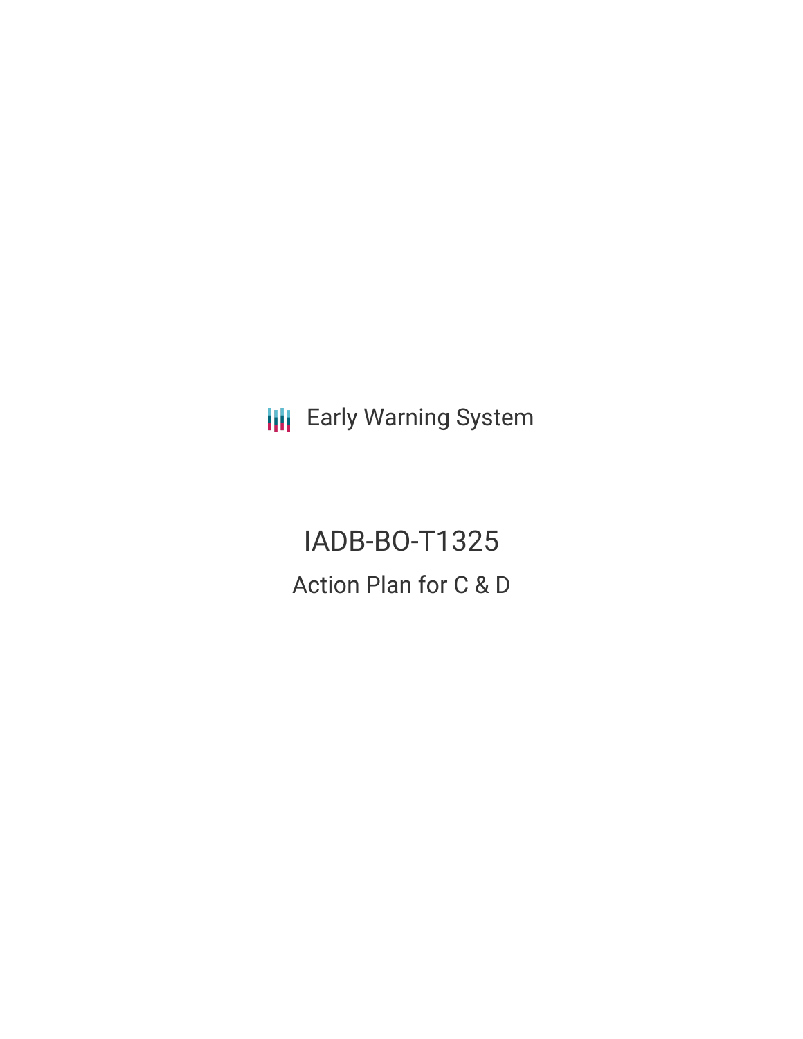Early Warning System

# IADB-BO-T1325

## Action Plan for C & D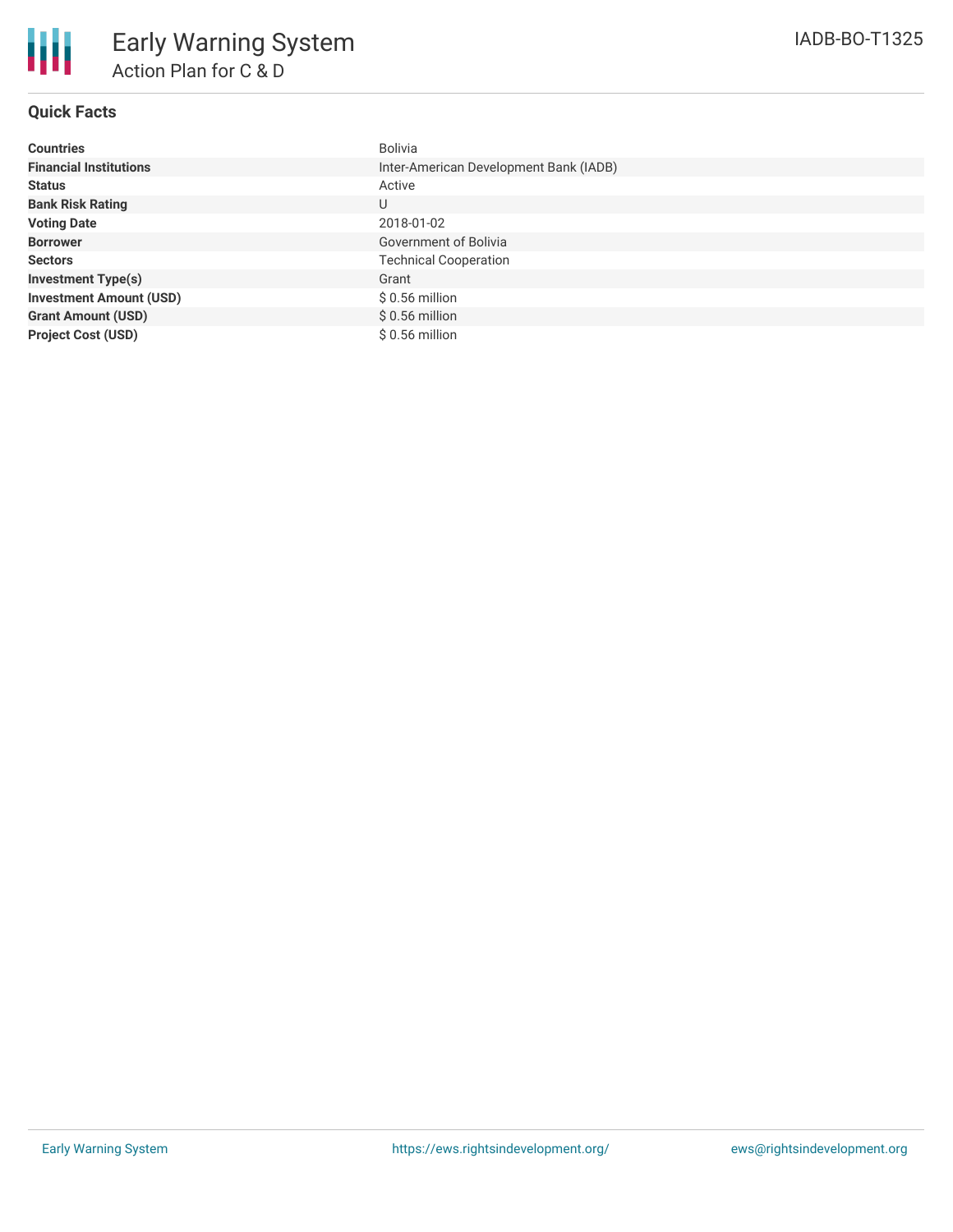# Early Warning System

## Action Plan for C & D

IADB-BO-T1325

### Quick Facts

| | |
|---|---|
| **Countries** | Bolivia |
| **Financial Institutions** | Inter-American Development Bank (IADB) |
| **Status** | Active |
| **Bank Risk Rating** | U |
| **Voting Date** | 2018-01-02 |
| **Borrower** | Government of Bolivia |
| **Sectors** | Technical Cooperation |
| **Investment Type(s)** | Grant |
| **Investment Amount (USD)** | $ 0.56 million |
| **Grant Amount (USD)** | $ 0.56 million |
| **Project Cost (USD)** | $ 0.56 million |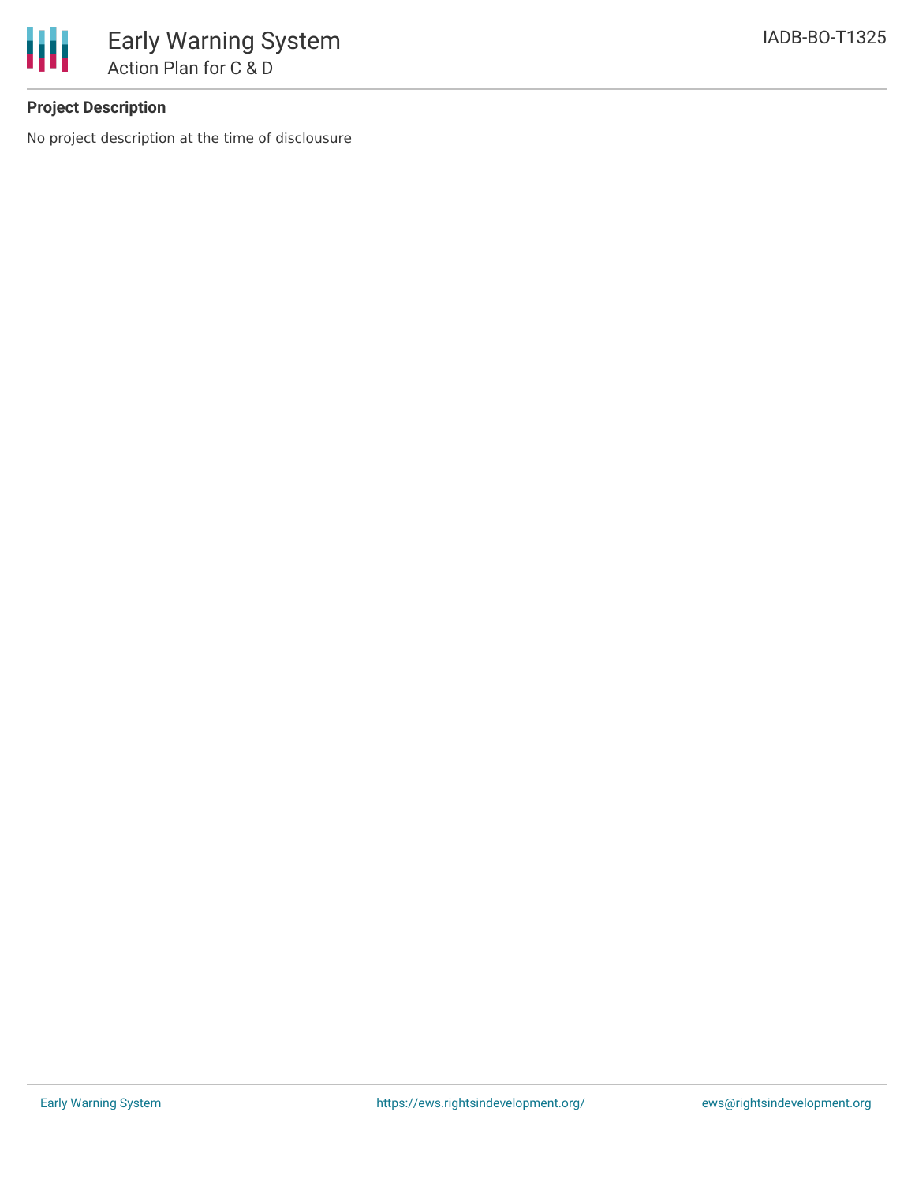**Project Description**

No project description at the time of disclousure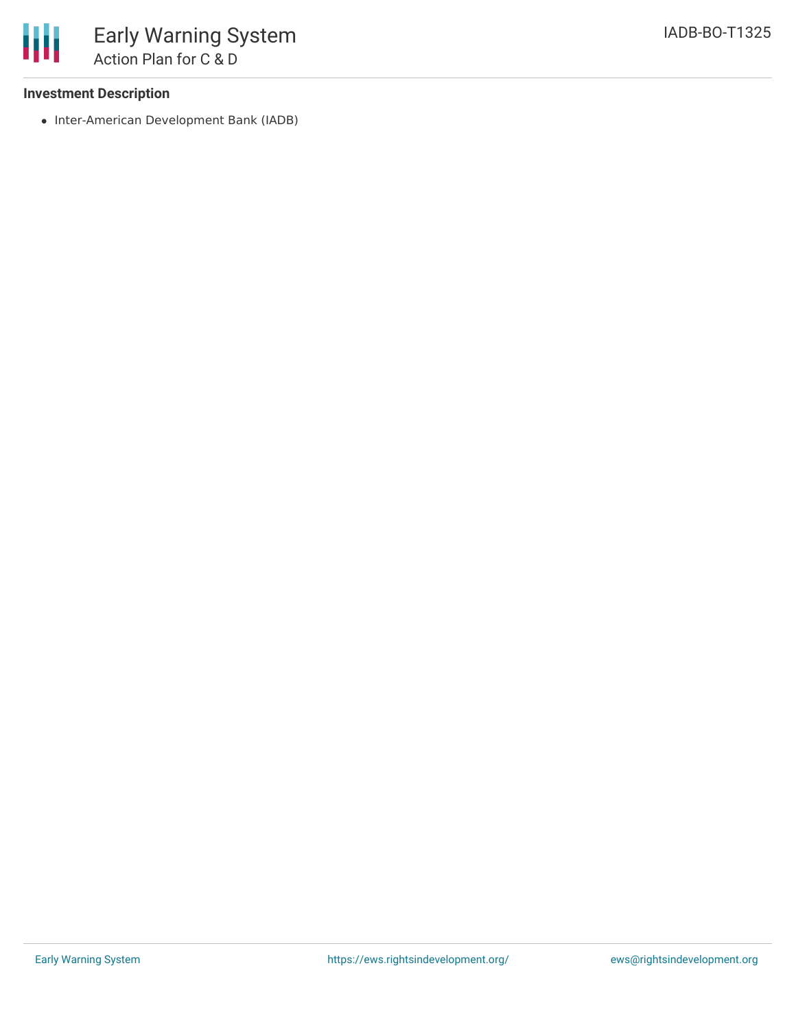**Investment Description**

- Inter-American Development Bank (IADB)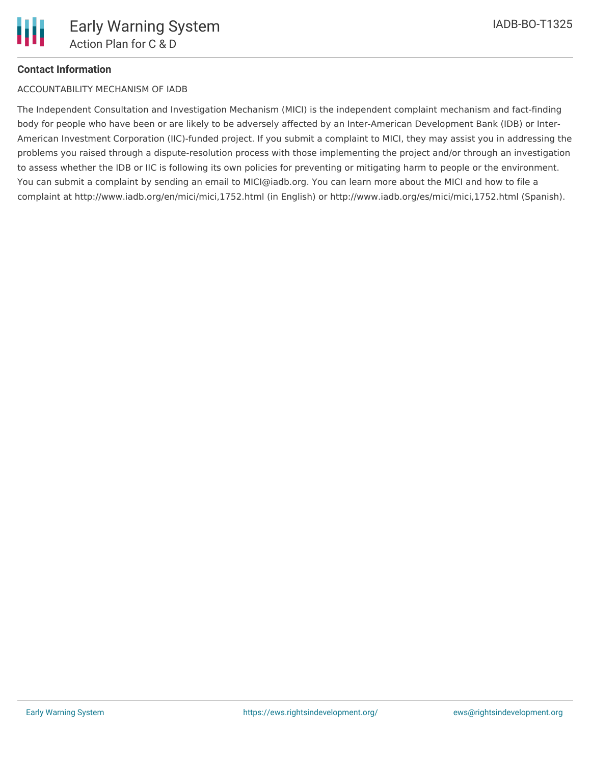**Contact Information**

ACCOUNTABILITY MECHANISM OF IADB

The Independent Consultation and Investigation Mechanism (MICI) is the independent complaint mechanism and fact-finding body for people who have been or are likely to be adversely affected by an Inter-American Development Bank (IDB) or Inter-American Investment Corporation (IIC)-funded project. If you submit a complaint to MICI, they may assist you in addressing the problems you raised through a dispute-resolution process with those implementing the project and/or through an investigation to assess whether the IDB or IIC is following its own policies for preventing or mitigating harm to people or the environment. You can submit a complaint by sending an email to MICI@iadb.org. You can learn more about the MICI and how to file a complaint at http://www.iadb.org/en/mici/mici,1752.html (in English) or http://www.iadb.org/es/mici/mici,1752.html (Spanish).